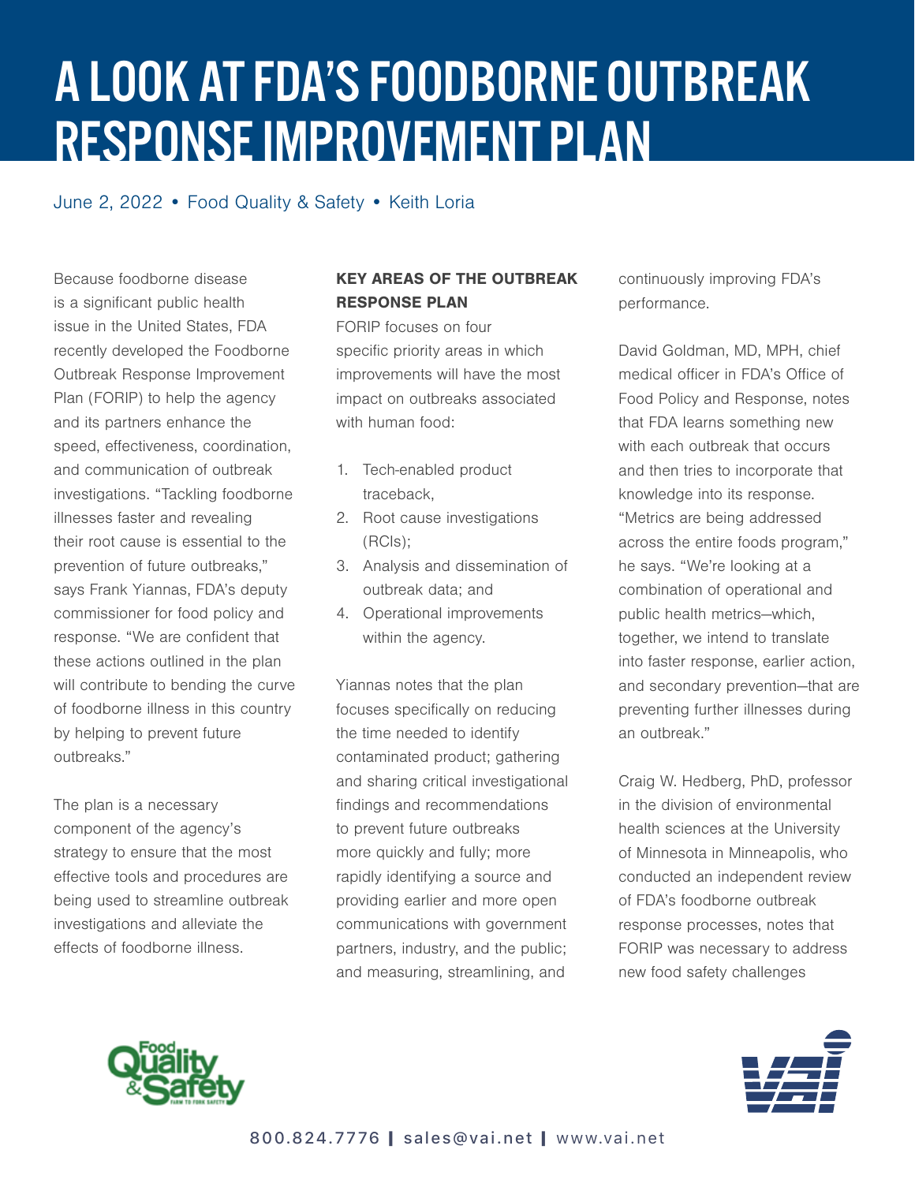# A LOOK AT FDA'S FOODBORNE OUTBREAK RESPONSE IMPROVEMENT PLAN

June 2, 2022 • Food Quality & Safety • Keith Loria

Because foodborne disease is a significant public health issue in the United States, FDA recently developed the Foodborne Outbreak Response Improvement Plan (FORIP) to help the agency and its partners enhance the speed, effectiveness, coordination, and communication of outbreak investigations. "Tackling foodborne illnesses faster and revealing their root cause is essential to the prevention of future outbreaks," says Frank Yiannas, FDA's deputy commissioner for food policy and response. "We are confident that these actions outlined in the plan will contribute to bending the curve of foodborne illness in this country by helping to prevent future outbreaks."

The plan is a necessary component of the agency's strategy to ensure that the most effective tools and procedures are being used to streamline outbreak investigations and alleviate the effects of foodborne illness.

**KEY AREAS OF THE OUTBREAK RESPONSE PLAN**

FORIP focuses on four specific priority areas in which improvements will have the most impact on outbreaks associated with human food:

1. Tech-enabled product traceback,
2. Root cause investigations (RCIs);
3. Analysis and dissemination of outbreak data; and
4. Operational improvements within the agency.

Yiannas notes that the plan focuses specifically on reducing the time needed to identify contaminated product; gathering and sharing critical investigational findings and recommendations to prevent future outbreaks more quickly and fully; more rapidly identifying a source and providing earlier and more open communications with government partners, industry, and the public; and measuring, streamlining, and continuously improving FDA's performance.

David Goldman, MD, MPH, chief medical officer in FDA's Office of Food Policy and Response, notes that FDA learns something new with each outbreak that occurs and then tries to incorporate that knowledge into its response. "Metrics are being addressed across the entire foods program," he says. "We're looking at a combination of operational and public health metrics—which, together, we intend to translate into faster response, earlier action, and secondary prevention—that are preventing further illnesses during an outbreak."

Craig W. Hedberg, PhD, professor in the division of environmental health sciences at the University of Minnesota in Minneapolis, who conducted an independent review of FDA's foodborne outbreak response processes, notes that FORIP was necessary to address new food safety challenges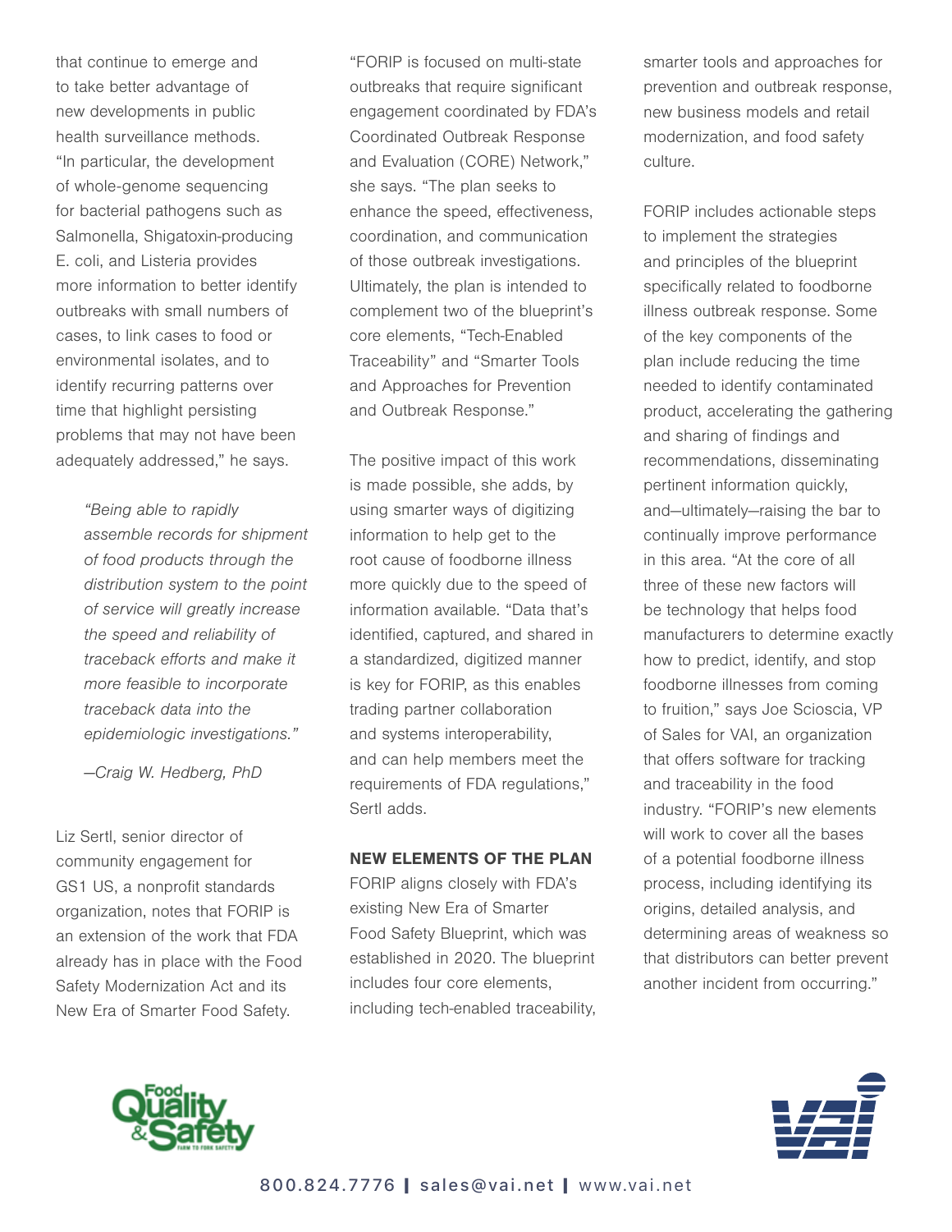that continue to emerge and to take better advantage of new developments in public health surveillance methods. "In particular, the development of whole-genome sequencing for bacterial pathogens such as Salmonella, Shigatoxin-producing E. coli, and Listeria provides more information to better identify outbreaks with small numbers of cases, to link cases to food or environmental isolates, and to identify recurring patterns over time that highlight persisting problems that may not have been adequately addressed," he says.

> *"Being able to rapidly assemble records for shipment of food products through the distribution system to the point of service will greatly increase the speed and reliability of traceback efforts and make it more feasible to incorporate traceback data into the epidemiologic investigations."*
>
> *—Craig W. Hedberg, PhD*

Liz Sertl, senior director of community engagement for GS1 US, a nonprofit standards organization, notes that FORIP is an extension of the work that FDA already has in place with the Food Safety Modernization Act and its New Era of Smarter Food Safety.

"FORIP is focused on multi-state outbreaks that require significant engagement coordinated by FDA's Coordinated Outbreak Response and Evaluation (CORE) Network," she says. "The plan seeks to enhance the speed, effectiveness, coordination, and communication of those outbreak investigations. Ultimately, the plan is intended to complement two of the blueprint's core elements, "Tech-Enabled Traceability" and "Smarter Tools and Approaches for Prevention and Outbreak Response."

The positive impact of this work is made possible, she adds, by using smarter ways of digitizing information to help get to the root cause of foodborne illness more quickly due to the speed of information available. "Data that's identified, captured, and shared in a standardized, digitized manner is key for FORIP, as this enables trading partner collaboration and systems interoperability, and can help members meet the requirements of FDA regulations," Sertl adds.

**NEW ELEMENTS OF THE PLAN**

FORIP aligns closely with FDA's existing New Era of Smarter Food Safety Blueprint, which was established in 2020. The blueprint includes four core elements, including tech-enabled traceability, smarter tools and approaches for prevention and outbreak response, new business models and retail modernization, and food safety culture.

FORIP includes actionable steps to implement the strategies and principles of the blueprint specifically related to foodborne illness outbreak response. Some of the key components of the plan include reducing the time needed to identify contaminated product, accelerating the gathering and sharing of findings and recommendations, disseminating pertinent information quickly, and—ultimately—raising the bar to continually improve performance in this area. "At the core of all three of these new factors will be technology that helps food manufacturers to determine exactly how to predict, identify, and stop foodborne illnesses from coming to fruition," says Joe Scioscia, VP of Sales for VAI, an organization that offers software for tracking and traceability in the food industry. "FORIP's new elements will work to cover all the bases of a potential foodborne illness process, including identifying its origins, detailed analysis, and determining areas of weakness so that distributors can better prevent another incident from occurring."

800.824.7776 | sales@vai.net | www.vai.net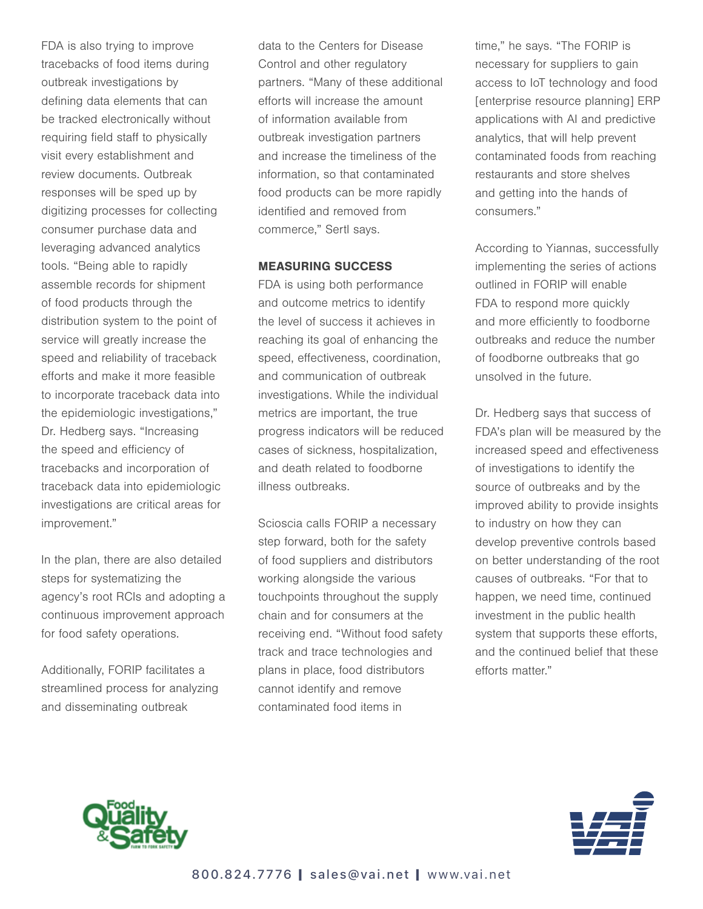FDA is also trying to improve tracebacks of food items during outbreak investigations by defining data elements that can be tracked electronically without requiring field staff to physically visit every establishment and review documents. Outbreak responses will be sped up by digitizing processes for collecting consumer purchase data and leveraging advanced analytics tools. "Being able to rapidly assemble records for shipment of food products through the distribution system to the point of service will greatly increase the speed and reliability of traceback efforts and make it more feasible to incorporate traceback data into the epidemiologic investigations," Dr. Hedberg says. "Increasing the speed and efficiency of tracebacks and incorporation of traceback data into epidemiologic investigations are critical areas for improvement."

In the plan, there are also detailed steps for systematizing the agency's root RCIs and adopting a continuous improvement approach for food safety operations.

Additionally, FORIP facilitates a streamlined process for analyzing and disseminating outbreak data to the Centers for Disease Control and other regulatory partners. "Many of these additional efforts will increase the amount of information available from outbreak investigation partners and increase the timeliness of the information, so that contaminated food products can be more rapidly identified and removed from commerce," Sertl says.

**MEASURING SUCCESS**

FDA is using both performance and outcome metrics to identify the level of success it achieves in reaching its goal of enhancing the speed, effectiveness, coordination, and communication of outbreak investigations. While the individual metrics are important, the true progress indicators will be reduced cases of sickness, hospitalization, and death related to foodborne illness outbreaks.

Scioscia calls FORIP a necessary step forward, both for the safety of food suppliers and distributors working alongside the various touchpoints throughout the supply chain and for consumers at the receiving end. "Without food safety track and trace technologies and plans in place, food distributors cannot identify and remove contaminated food items in time," he says. "The FORIP is necessary for suppliers to gain access to IoT technology and food [enterprise resource planning] ERP applications with AI and predictive analytics, that will help prevent contaminated foods from reaching restaurants and store shelves and getting into the hands of consumers."

According to Yiannas, successfully implementing the series of actions outlined in FORIP will enable FDA to respond more quickly and more efficiently to foodborne outbreaks and reduce the number of foodborne outbreaks that go unsolved in the future.

Dr. Hedberg says that success of FDA's plan will be measured by the increased speed and effectiveness of investigations to identify the source of outbreaks and by the improved ability to provide insights to industry on how they can develop preventive controls based on better understanding of the root causes of outbreaks. "For that to happen, we need time, continued investment in the public health system that supports these efforts, and the continued belief that these efforts matter."

800.824.7776 | sales@vai.net | www.vai.net